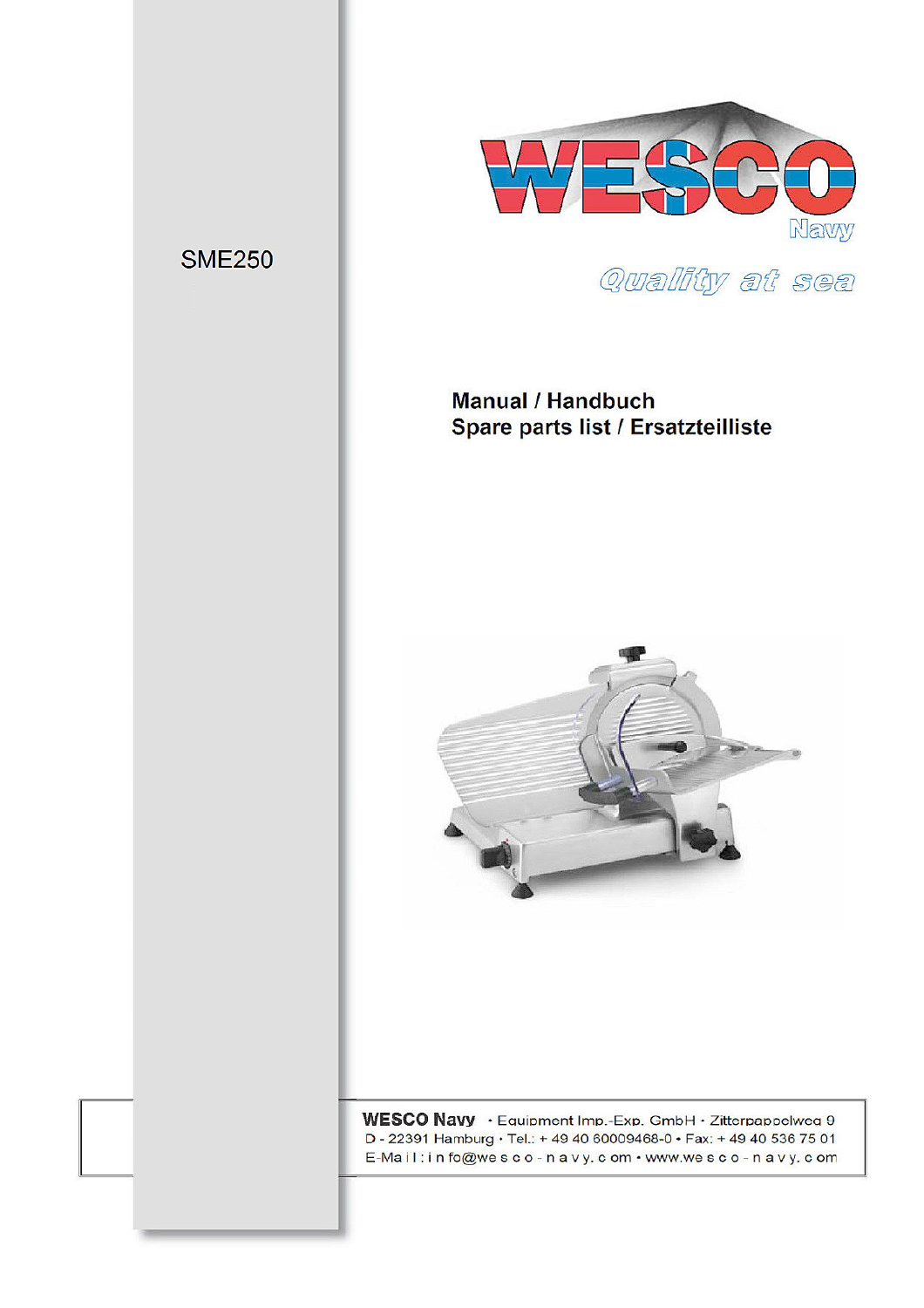SME250

WESCO

Navy

*Quality at sea*

**Manual / Handbuch**
**Spare parts list / Ersatzteilliste**

**WESCO Navy** · Equipment Imp.-Exp. GmbH · Zitterpappelweg 9
D - 22391 Hamburg · Tel.: + 49 40 60009468-0 · Fax: + 49 40 536 75 01
E-Mail: info@wesco-navy.com · www.wesco-navy.com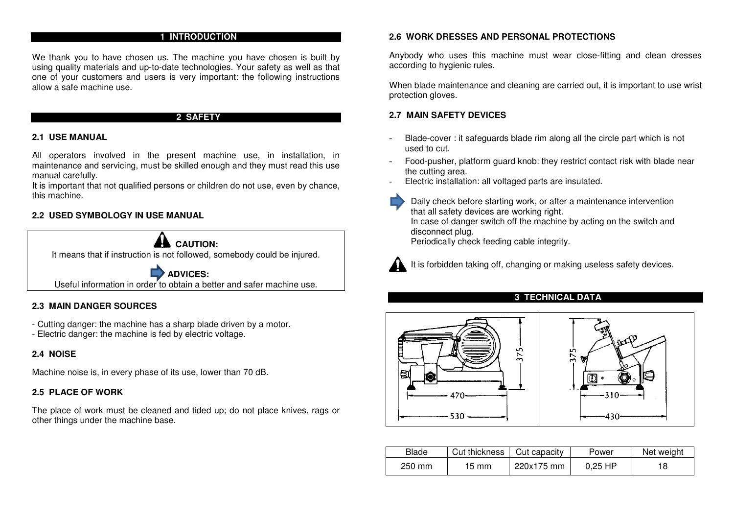# 1 INTRODUCTION

We thank you to have chosen us. The machine you have chosen is built by using quality materials and up-to-date technologies. Your safety as well as that one of your customers and users is very important: the following instructions allow a safe machine use.

# 2 SAFETY

## 2.1 USE MANUAL

All operators involved in the present machine use, in installation, in maintenance and servicing, must be skilled enough and they must read this use manual carefully.
It is important that not qualified persons or children do not use, even by chance, this machine.

## 2.2 USED SYMBOLOGY IN USE MANUAL

**CAUTION:**
It means that if instruction is not followed, somebody could be injured.

**ADVICES:**
Useful information in order to obtain a better and safer machine use.

## 2.3 MAIN DANGER SOURCES

- Cutting danger: the machine has a sharp blade driven by a motor.
- Electric danger: the machine is fed by electric voltage.

## 2.4 NOISE

Machine noise is, in every phase of its use, lower than 70 dB.

## 2.5 PLACE OF WORK

The place of work must be cleaned and tided up; do not place knives, rags or other things under the machine base.

## 2.6 WORK DRESSES AND PERSONAL PROTECTIONS

Anybody who uses this machine must wear close-fitting and clean dresses according to hygienic rules.

When blade maintenance and cleaning are carried out, it is important to use wrist protection gloves.

## 2.7 MAIN SAFETY DEVICES

- Blade-cover : it safeguards blade rim along all the circle part which is not used to cut.
- Food-pusher, platform guard knob: they restrict contact risk with blade near the cutting area.
- Electric installation: all voltaged parts are insulated.

Daily check before starting work, or after a maintenance intervention that all safety devices are working right.
In case of danger switch off the machine by acting on the switch and disconnect plug.
Periodically check feeding cable integrity.

It is forbidden taking off, changing or making useless safety devices.

# 3 TECHNICAL DATA

375, 470, 530; 375, 310, 430

| Blade | Cut thickness | Cut capacity | Power | Net weight |
|---|---|---|---|---|
| 250 mm | 15 mm | 220x175 mm | 0,25 HP | 18 |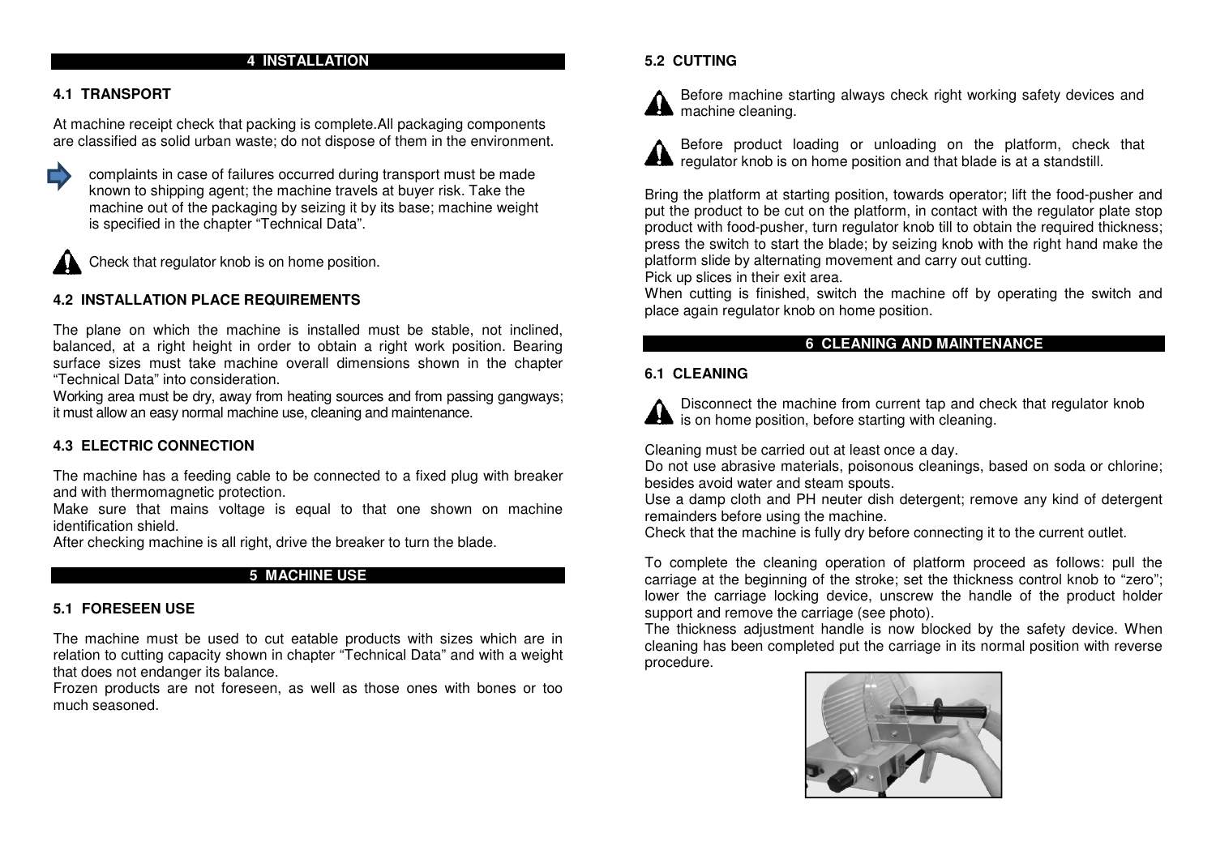# 4 INSTALLATION

## 4.1 TRANSPORT

At machine receipt check that packing is complete.All packaging components are classified as solid urban waste; do not dispose of them in the environment.

complaints in case of failures occurred during transport must be made known to shipping agent; the machine travels at buyer risk. Take the machine out of the packaging by seizing it by its base; machine weight is specified in the chapter "Technical Data".

Check that regulator knob is on home position.

## 4.2 INSTALLATION PLACE REQUIREMENTS

The plane on which the machine is installed must be stable, not inclined, balanced, at a right height in order to obtain a right work position. Bearing surface sizes must take machine overall dimensions shown in the chapter "Technical Data" into consideration.
Working area must be dry, away from heating sources and from passing gangways; it must allow an easy normal machine use, cleaning and maintenance.

## 4.3 ELECTRIC CONNECTION

The machine has a feeding cable to be connected to a fixed plug with breaker and with thermomagnetic protection.
Make sure that mains voltage is equal to that one shown on machine identification shield.
After checking machine is all right, drive the breaker to turn the blade.

# 5 MACHINE USE

## 5.1 FORESEEN USE

The machine must be used to cut eatable products with sizes which are in relation to cutting capacity shown in chapter "Technical Data" and with a weight that does not endanger its balance.
Frozen products are not foreseen, as well as those ones with bones or too much seasoned.

## 5.2 CUTTING

Before machine starting always check right working safety devices and machine cleaning.

Before product loading or unloading on the platform, check that regulator knob is on home position and that blade is at a standstill.

Bring the platform at starting position, towards operator; lift the food-pusher and put the product to be cut on the platform, in contact with the regulator plate stop product with food-pusher, turn regulator knob till to obtain the required thickness; press the switch to start the blade; by seizing knob with the right hand make the platform slide by alternating movement and carry out cutting.
Pick up slices in their exit area.
When cutting is finished, switch the machine off by operating the switch and place again regulator knob on home position.

# 6 CLEANING AND MAINTENANCE

## 6.1 CLEANING

Disconnect the machine from current tap and check that regulator knob is on home position, before starting with cleaning.

Cleaning must be carried out at least once a day.
Do not use abrasive materials, poisonous cleanings, based on soda or chlorine; besides avoid water and steam spouts.
Use a damp cloth and PH neuter dish detergent; remove any kind of detergent remainders before using the machine.
Check that the machine is fully dry before connecting it to the current outlet.

To complete the cleaning operation of platform proceed as follows: pull the carriage at the beginning of the stroke; set the thickness control knob to "zero"; lower the carriage locking device, unscrew the handle of the product holder support and remove the carriage (see photo).
The thickness adjustment handle is now blocked by the safety device. When cleaning has been completed put the carriage in its normal position with reverse procedure.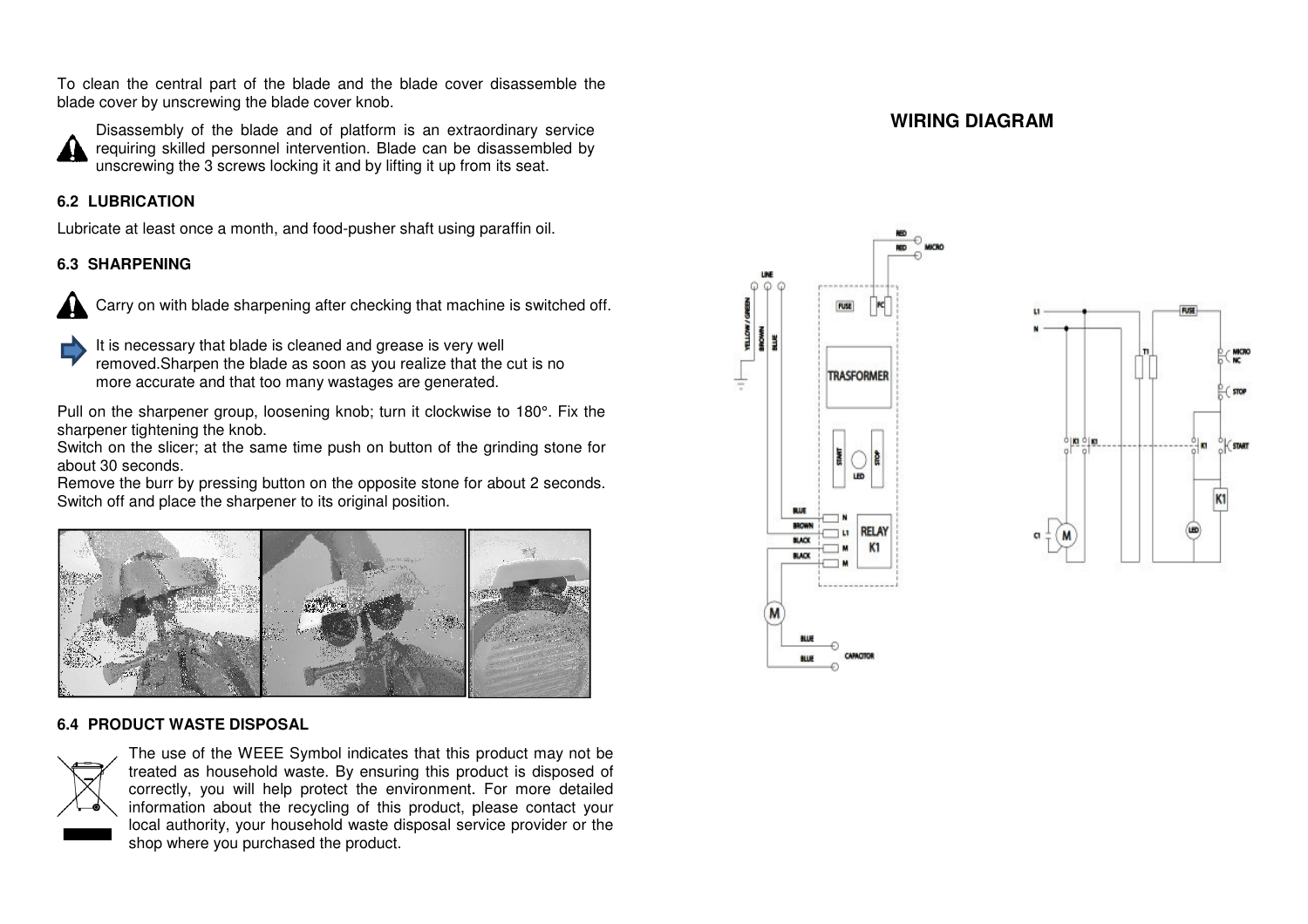To clean the central part of the blade and the blade cover disassemble the blade cover by unscrewing the blade cover knob.

Disassembly of the blade and of platform is an extraordinary service requiring skilled personnel intervention. Blade can be disassembled by unscrewing the 3 screws locking it and by lifting it up from its seat.

### 6.2 LUBRICATION

Lubricate at least once a month, and food-pusher shaft using paraffin oil.

### 6.3 SHARPENING

Carry on with blade sharpening after checking that machine is switched off.

It is necessary that blade is cleaned and grease is very well removed.Sharpen the blade as soon as you realize that the cut is no more accurate and that too many wastages are generated.

Pull on the sharpener group, loosening knob; turn it clockwise to 180°. Fix the sharpener tightening the knob.
Switch on the slicer; at the same time push on button of the grinding stone for about 30 seconds.
Remove the burr by pressing button on the opposite stone for about 2 seconds.
Switch off and place the sharpener to its original position.

### 6.4 PRODUCT WASTE DISPOSAL

The use of the WEEE Symbol indicates that this product may not be treated as household waste. By ensuring this product is disposed of correctly, you will help protect the environment. For more detailed information about the recycling of this product, please contact your local authority, your household waste disposal service provider or the shop where you purchased the product.

## WIRING DIAGRAM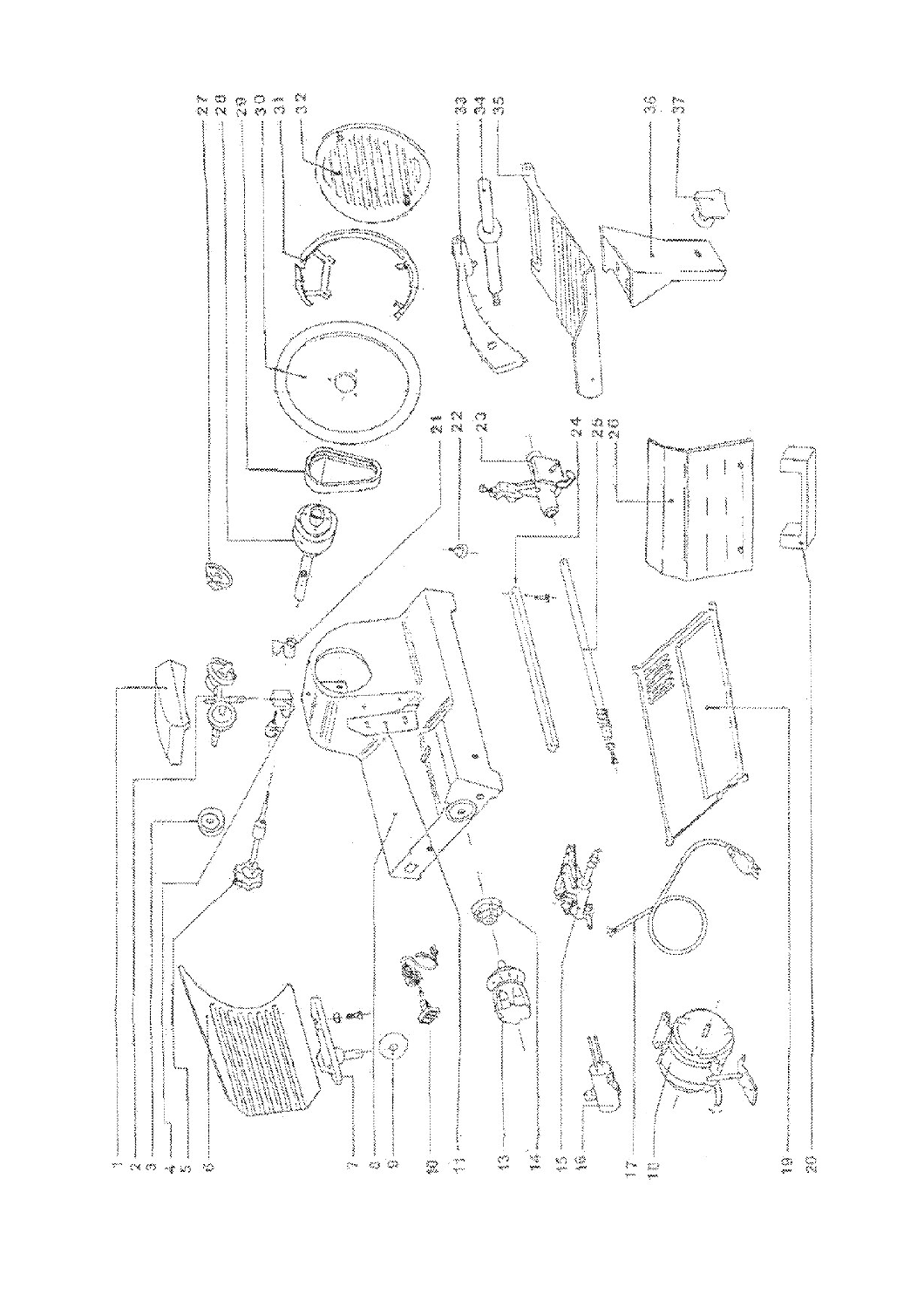1
2
3
4
5
6
7
8
9
10
11
13
14
15
16
17
18
19
20
21
22
23
24
25
26
27
28
29
30
31
32
33
34
35
36
37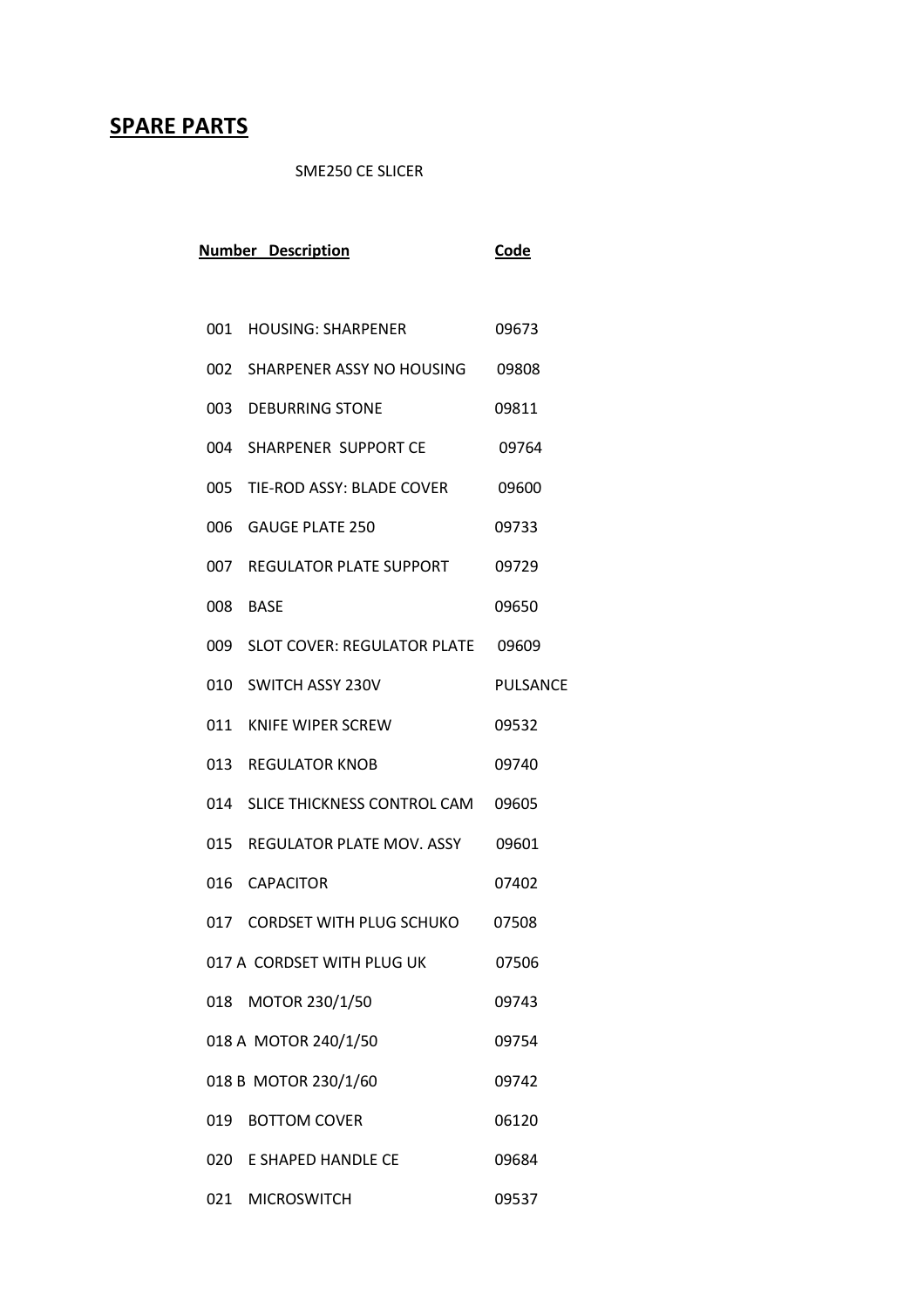# **SPARE PARTS**

SME250 CE SLICER

| Number | Description | Code |
|---|---|---|
| 001 | HOUSING: SHARPENER | 09673 |
| 002 | SHARPENER ASSY NO HOUSING | 09808 |
| 003 | DEBURRING STONE | 09811 |
| 004 | SHARPENER SUPPORT CE | 09764 |
| 005 | TIE-ROD ASSY: BLADE COVER | 09600 |
| 006 | GAUGE PLATE 250 | 09733 |
| 007 | REGULATOR PLATE SUPPORT | 09729 |
| 008 | BASE | 09650 |
| 009 | SLOT COVER: REGULATOR PLATE | 09609 |
| 010 | SWITCH ASSY 230V | PULSANCE |
| 011 | KNIFE WIPER SCREW | 09532 |
| 013 | REGULATOR KNOB | 09740 |
| 014 | SLICE THICKNESS CONTROL CAM | 09605 |
| 015 | REGULATOR PLATE MOV. ASSY | 09601 |
| 016 | CAPACITOR | 07402 |
| 017 | CORDSET WITH PLUG SCHUKO | 07508 |
| 017 A | CORDSET WITH PLUG UK | 07506 |
| 018 | MOTOR 230/1/50 | 09743 |
| 018 A | MOTOR 240/1/50 | 09754 |
| 018 B | MOTOR 230/1/60 | 09742 |
| 019 | BOTTOM COVER | 06120 |
| 020 | E SHAPED HANDLE CE | 09684 |
| 021 | MICROSWITCH | 09537 |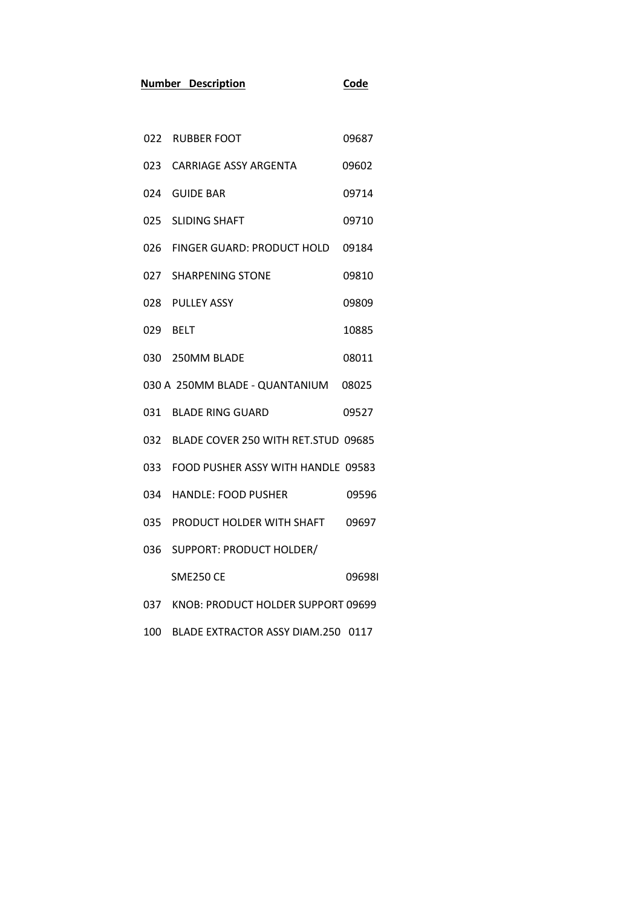| Number | Description | Code |
|---|---|---|
| 022 | RUBBER FOOT | 09687 |
| 023 | CARRIAGE ASSY ARGENTA | 09602 |
| 024 | GUIDE BAR | 09714 |
| 025 | SLIDING SHAFT | 09710 |
| 026 | FINGER GUARD: PRODUCT HOLD | 09184 |
| 027 | SHARPENING STONE | 09810 |
| 028 | PULLEY ASSY | 09809 |
| 029 | BELT | 10885 |
| 030 | 250MM BLADE | 08011 |
| 030 A | 250MM BLADE - QUANTANIUM | 08025 |
| 031 | BLADE RING GUARD | 09527 |
| 032 | BLADE COVER 250 WITH RET.STUD | 09685 |
| 033 | FOOD PUSHER ASSY WITH HANDLE | 09583 |
| 034 | HANDLE: FOOD PUSHER | 09596 |
| 035 | PRODUCT HOLDER WITH SHAFT | 09697 |
| 036 | SUPPORT: PRODUCT HOLDER/ SME250 CE | 09698I |
| 037 | KNOB: PRODUCT HOLDER SUPPORT | 09699 |
| 100 | BLADE EXTRACTOR ASSY DIAM.250 | 0117 |